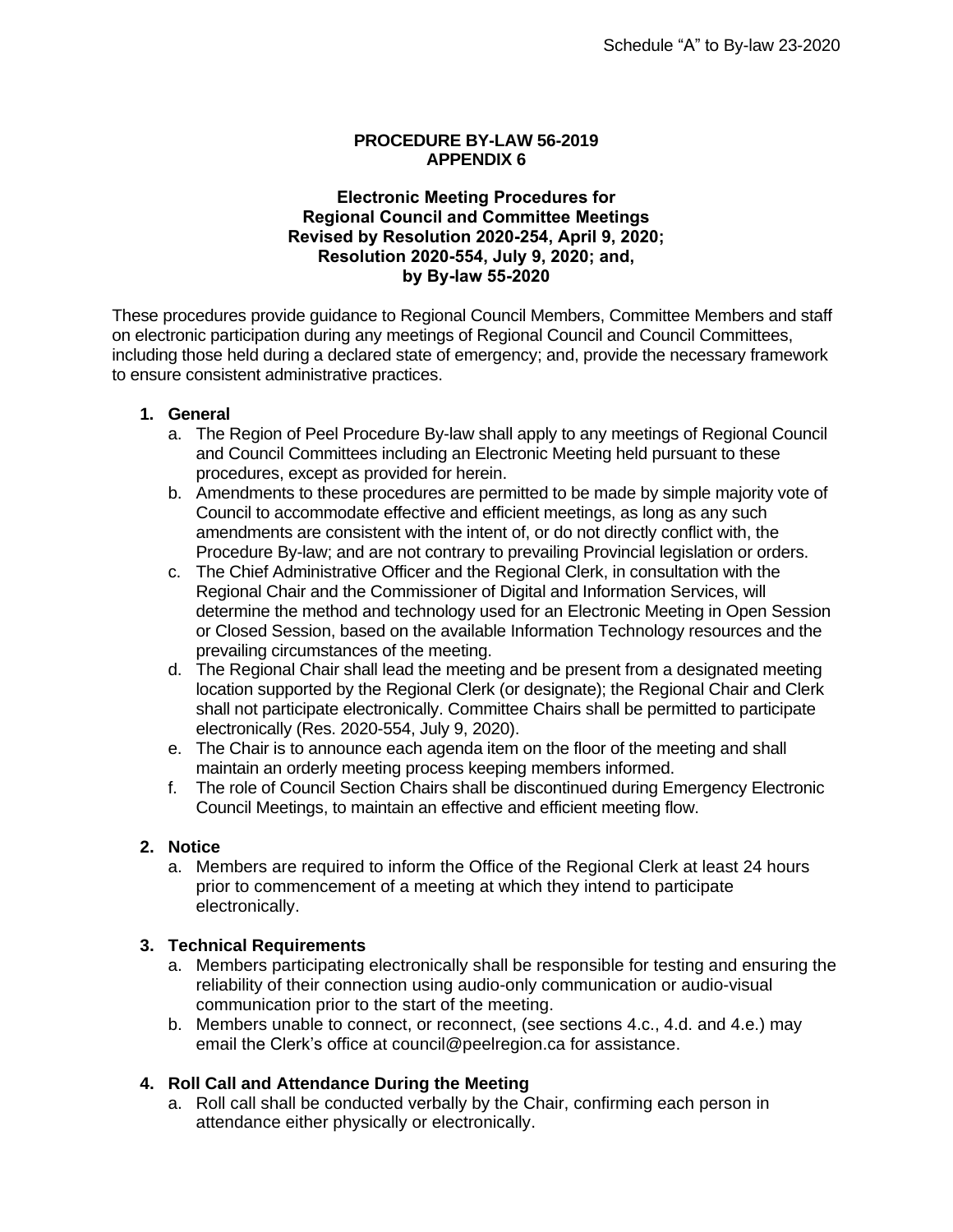Schedule "A" to By-law 23-2020

**PROCEDURE BY-LAW 56-2019**
**APPENDIX 6**

**Electronic Meeting Procedures for**
**Regional Council and Committee Meetings**
**Revised by Resolution 2020-254, April 9, 2020;**
**Resolution 2020-554, July 9, 2020; and,**
**by By-law 55-2020**

These procedures provide guidance to Regional Council Members, Committee Members and staff on electronic participation during any meetings of Regional Council and Council Committees, including those held during a declared state of emergency; and, provide the necessary framework to ensure consistent administrative practices.

1. **General**
   a. The Region of Peel Procedure By-law shall apply to any meetings of Regional Council and Council Committees including an Electronic Meeting held pursuant to these procedures, except as provided for herein.
   b. Amendments to these procedures are permitted to be made by simple majority vote of Council to accommodate effective and efficient meetings, as long as any such amendments are consistent with the intent of, or do not directly conflict with, the Procedure By-law; and are not contrary to prevailing Provincial legislation or orders.
   c. The Chief Administrative Officer and the Regional Clerk, in consultation with the Regional Chair and the Commissioner of Digital and Information Services, will determine the method and technology used for an Electronic Meeting in Open Session or Closed Session, based on the available Information Technology resources and the prevailing circumstances of the meeting.
   d. The Regional Chair shall lead the meeting and be present from a designated meeting location supported by the Regional Clerk (or designate); the Regional Chair and Clerk shall not participate electronically. Committee Chairs shall be permitted to participate electronically (Res. 2020-554, July 9, 2020).
   e. The Chair is to announce each agenda item on the floor of the meeting and shall maintain an orderly meeting process keeping members informed.
   f. The role of Council Section Chairs shall be discontinued during Emergency Electronic Council Meetings, to maintain an effective and efficient meeting flow.

2. **Notice**
   a. Members are required to inform the Office of the Regional Clerk at least 24 hours prior to commencement of a meeting at which they intend to participate electronically.

3. **Technical Requirements**
   a. Members participating electronically shall be responsible for testing and ensuring the reliability of their connection using audio-only communication or audio-visual communication prior to the start of the meeting.
   b. Members unable to connect, or reconnect, (see sections 4.c., 4.d. and 4.e.) may email the Clerk's office at council@peelregion.ca for assistance.

4. **Roll Call and Attendance During the Meeting**
   a. Roll call shall be conducted verbally by the Chair, confirming each person in attendance either physically or electronically.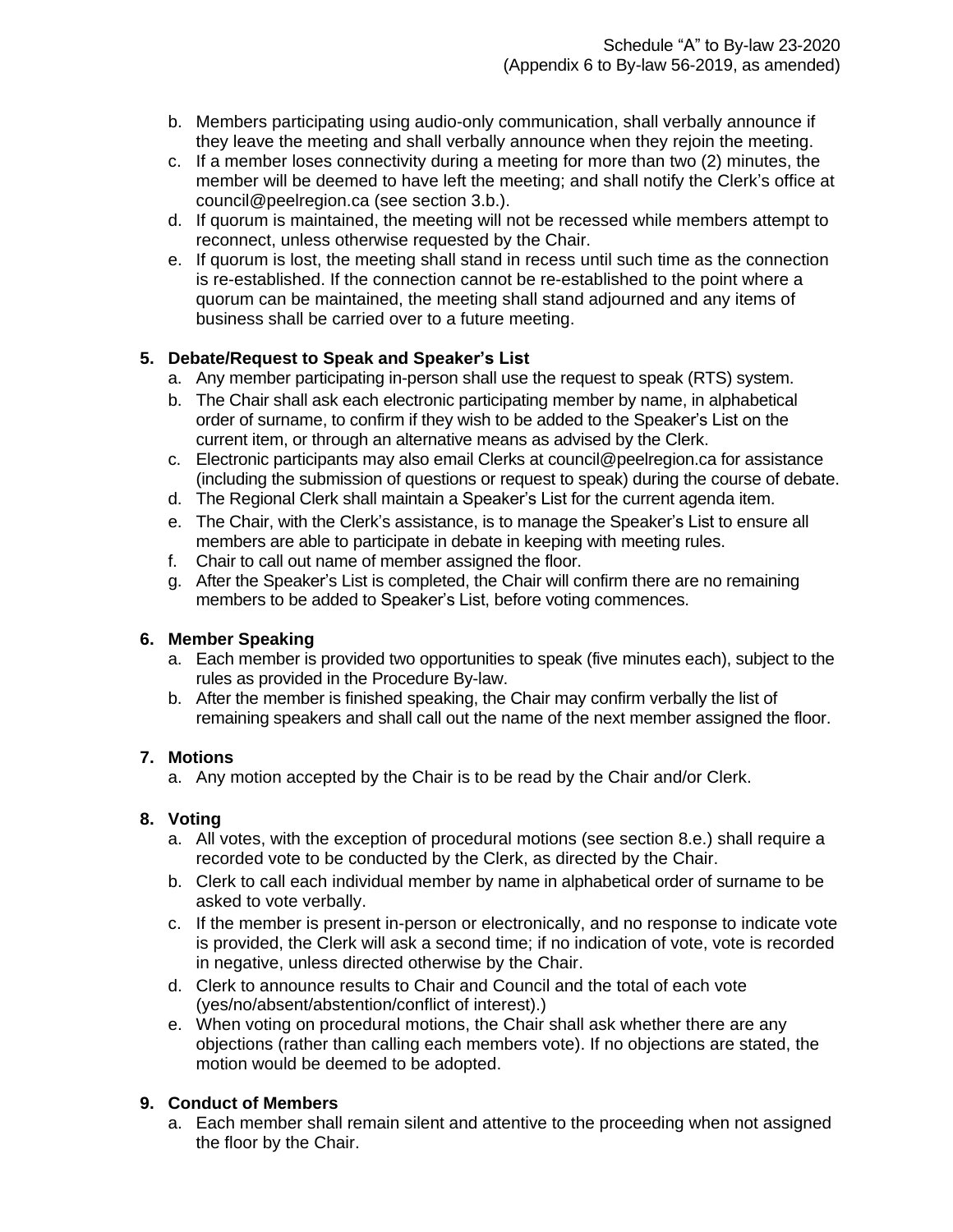b. Members participating using audio-only communication, shall verbally announce if they leave the meeting and shall verbally announce when they rejoin the meeting.
c. If a member loses connectivity during a meeting for more than two (2) minutes, the member will be deemed to have left the meeting; and shall notify the Clerk's office at council@peelregion.ca (see section 3.b.).
d. If quorum is maintained, the meeting will not be recessed while members attempt to reconnect, unless otherwise requested by the Chair.
e. If quorum is lost, the meeting shall stand in recess until such time as the connection is re-established. If the connection cannot be re-established to the point where a quorum can be maintained, the meeting shall stand adjourned and any items of business shall be carried over to a future meeting.

**5. Debate/Request to Speak and Speaker's List**

a. Any member participating in-person shall use the request to speak (RTS) system.
b. The Chair shall ask each electronic participating member by name, in alphabetical order of surname, to confirm if they wish to be added to the Speaker's List on the current item, or through an alternative means as advised by the Clerk.
c. Electronic participants may also email Clerks at council@peelregion.ca for assistance (including the submission of questions or request to speak) during the course of debate.
d. The Regional Clerk shall maintain a Speaker's List for the current agenda item.
e. The Chair, with the Clerk's assistance, is to manage the Speaker's List to ensure all members are able to participate in debate in keeping with meeting rules.
f. Chair to call out name of member assigned the floor.
g. After the Speaker's List is completed, the Chair will confirm there are no remaining members to be added to Speaker's List, before voting commences.

**6. Member Speaking**

a. Each member is provided two opportunities to speak (five minutes each), subject to the rules as provided in the Procedure By-law.
b. After the member is finished speaking, the Chair may confirm verbally the list of remaining speakers and shall call out the name of the next member assigned the floor.

**7. Motions**

a. Any motion accepted by the Chair is to be read by the Chair and/or Clerk.

**8. Voting**

a. All votes, with the exception of procedural motions (see section 8.e.) shall require a recorded vote to be conducted by the Clerk, as directed by the Chair.
b. Clerk to call each individual member by name in alphabetical order of surname to be asked to vote verbally.
c. If the member is present in-person or electronically, and no response to indicate vote is provided, the Clerk will ask a second time; if no indication of vote, vote is recorded in negative, unless directed otherwise by the Chair.
d. Clerk to announce results to Chair and Council and the total of each vote (yes/no/absent/abstention/conflict of interest).)
e. When voting on procedural motions, the Chair shall ask whether there are any objections (rather than calling each members vote). If no objections are stated, the motion would be deemed to be adopted.

**9. Conduct of Members**

a. Each member shall remain silent and attentive to the proceeding when not assigned the floor by the Chair.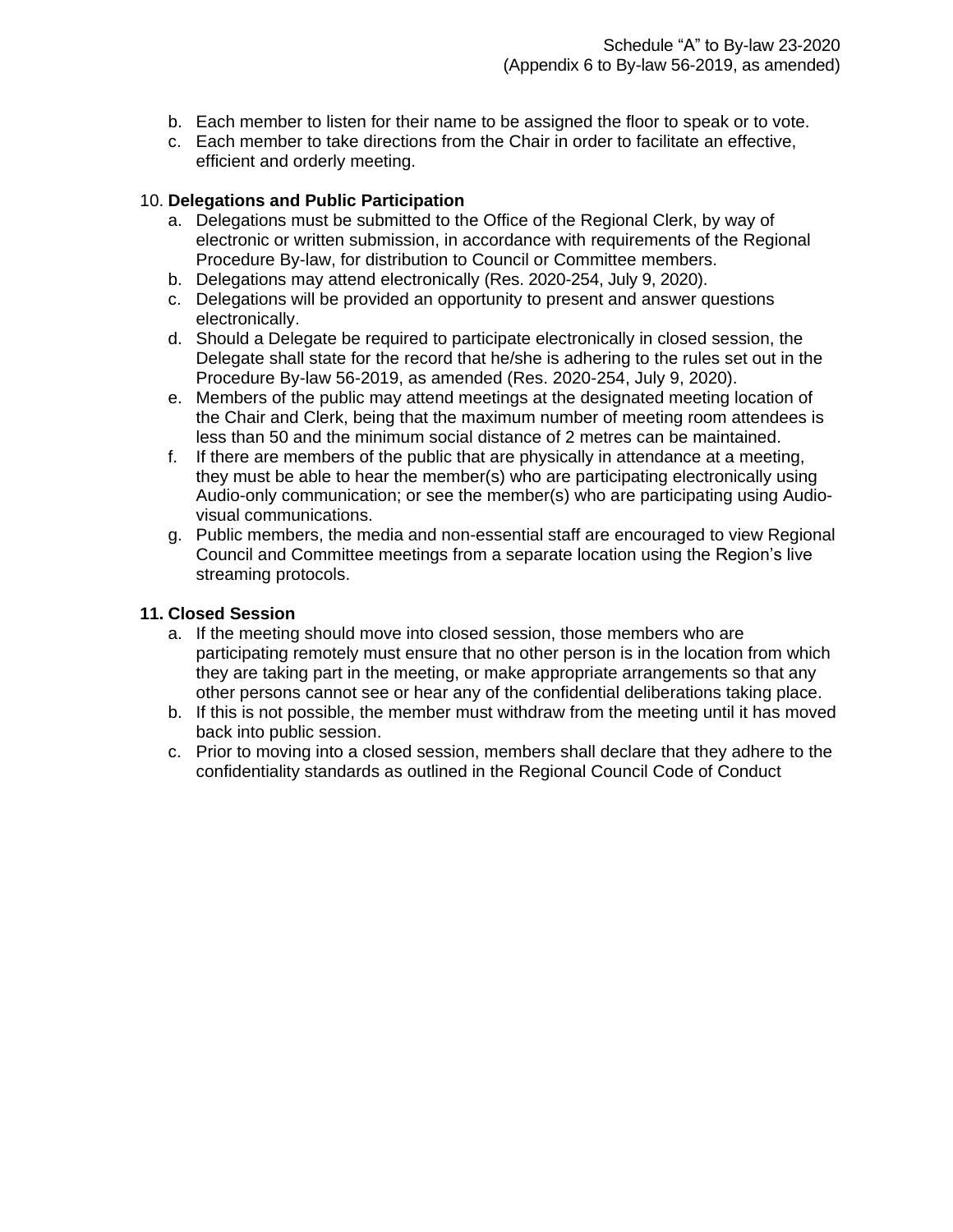b. Each member to listen for their name to be assigned the floor to speak or to vote.
c. Each member to take directions from the Chair in order to facilitate an effective, efficient and orderly meeting.

10. **Delegations and Public Participation**
    a. Delegations must be submitted to the Office of the Regional Clerk, by way of electronic or written submission, in accordance with requirements of the Regional Procedure By-law, for distribution to Council or Committee members.
    b. Delegations may attend electronically (Res. 2020-254, July 9, 2020).
    c. Delegations will be provided an opportunity to present and answer questions electronically.
    d. Should a Delegate be required to participate electronically in closed session, the Delegate shall state for the record that he/she is adhering to the rules set out in the Procedure By-law 56-2019, as amended (Res. 2020-254, July 9, 2020).
    e. Members of the public may attend meetings at the designated meeting location of the Chair and Clerk, being that the maximum number of meeting room attendees is less than 50 and the minimum social distance of 2 metres can be maintained.
    f. If there are members of the public that are physically in attendance at a meeting, they must be able to hear the member(s) who are participating electronically using Audio-only communication; or see the member(s) who are participating using Audio-visual communications.
    g. Public members, the media and non-essential staff are encouraged to view Regional Council and Committee meetings from a separate location using the Region's live streaming protocols.

**11. Closed Session**
    a. If the meeting should move into closed session, those members who are participating remotely must ensure that no other person is in the location from which they are taking part in the meeting, or make appropriate arrangements so that any other persons cannot see or hear any of the confidential deliberations taking place.
    b. If this is not possible, the member must withdraw from the meeting until it has moved back into public session.
    c. Prior to moving into a closed session, members shall declare that they adhere to the confidentiality standards as outlined in the Regional Council Code of Conduct